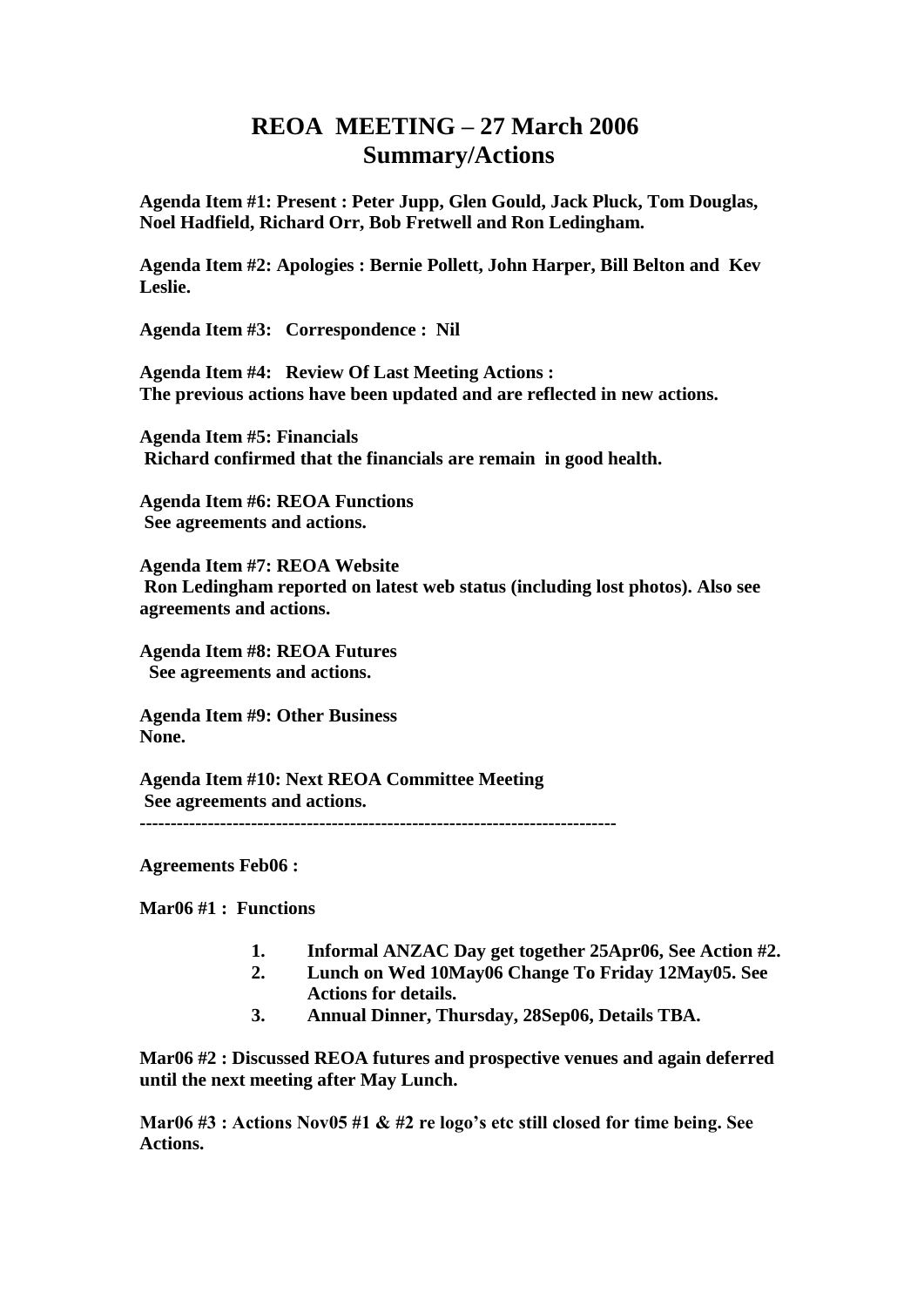# REOA MEETING – 27 March 2006
## Summary/Actions

**Agenda Item #1: Present : Peter Jupp, Glen Gould, Jack Pluck, Tom Douglas, Noel Hadfield, Richard Orr, Bob Fretwell and Ron Ledingham.**

**Agenda Item #2: Apologies : Bernie Pollett, John Harper, Bill Belton and Kev Leslie.**

**Agenda Item #3: Correspondence : Nil**

**Agenda Item #4: Review Of Last Meeting Actions :**
**The previous actions have been updated and are reflected in new actions.**

**Agenda Item #5: Financials**
**Richard confirmed that the financials are remain in good health.**

**Agenda Item #6: REOA Functions**
**See agreements and actions.**

**Agenda Item #7: REOA Website**
**Ron Ledingham reported on latest web status (including lost photos). Also see agreements and actions.**

**Agenda Item #8: REOA Futures**
**See agreements and actions.**

**Agenda Item #9: Other Business**
**None.**

**Agenda Item #10: Next REOA Committee Meeting**
**See agreements and actions.**

---------------------------------------------------------------------------

**Agreements Feb06 :**

**Mar06 #1 : Functions**

1. **Informal ANZAC Day get together 25Apr06, See Action #2.**
2. **Lunch on Wed 10May06 Change To Friday 12May05. See Actions for details.**
3. **Annual Dinner, Thursday, 28Sep06, Details TBA.**

**Mar06 #2 : Discussed REOA futures and prospective venues and again deferred until the next meeting after May Lunch.**

**Mar06 #3 : Actions Nov05 #1 & #2 re logo's etc still closed for time being. See Actions.**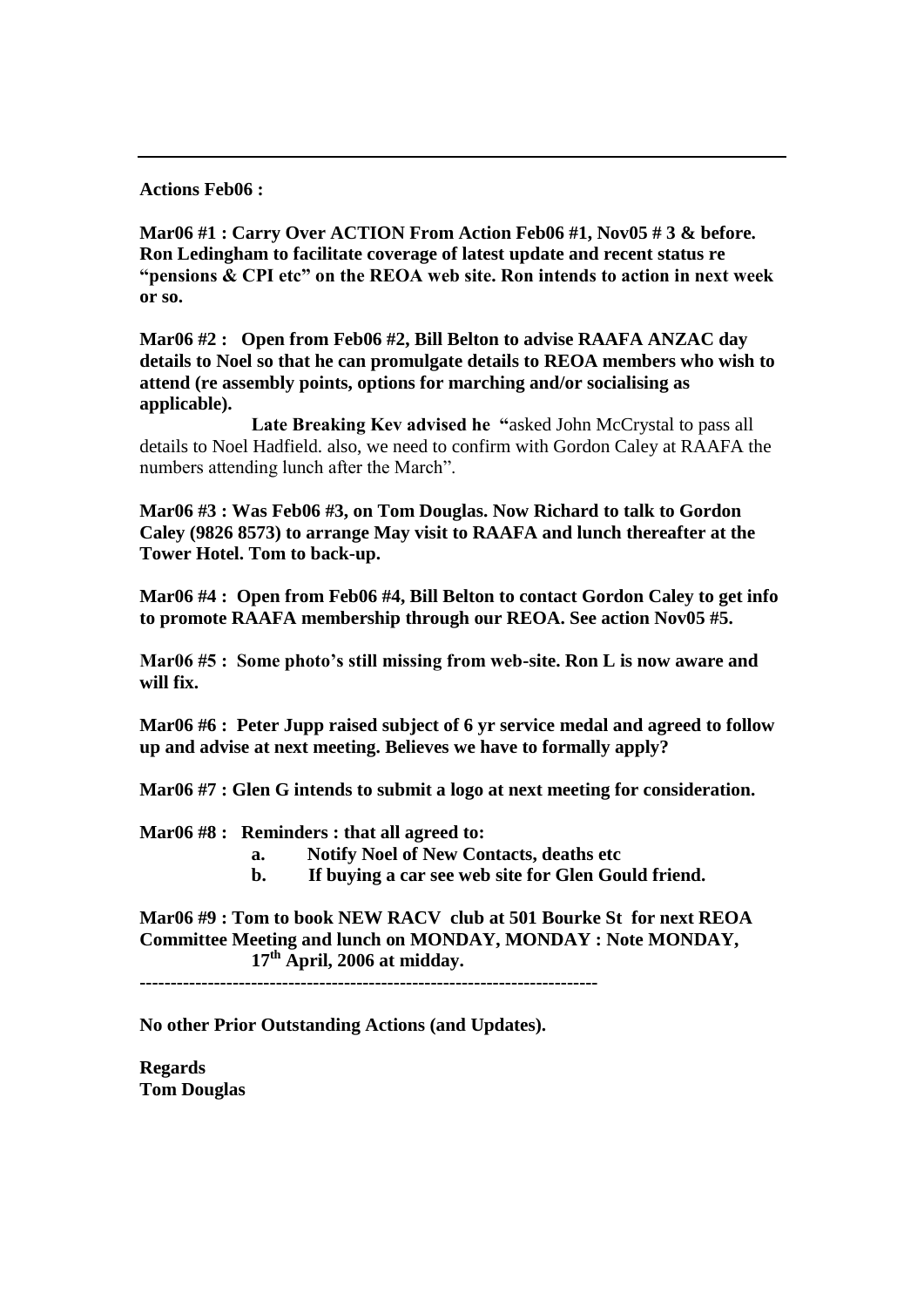---

**Actions Feb06 :**

**Mar06 #1 : Carry Over ACTION From Action Feb06 #1, Nov05 # 3 & before. Ron Ledingham to facilitate coverage of latest update and recent status re "pensions & CPI etc" on the REOA web site. Ron intends to action in next week or so.**

**Mar06 #2 : Open from Feb06 #2, Bill Belton to advise RAAFA ANZAC day details to Noel so that he can promulgate details to REOA members who wish to attend (re assembly points, options for marching and/or socialising as applicable).**

**Late Breaking Kev advised he "**asked John McCrystal to pass all details to Noel Hadfield. also, we need to confirm with Gordon Caley at RAAFA the numbers attending lunch after the March".

**Mar06 #3 : Was Feb06 #3, on Tom Douglas. Now Richard to talk to Gordon Caley (9826 8573) to arrange May visit to RAAFA and lunch thereafter at the Tower Hotel. Tom to back-up.**

**Mar06 #4 : Open from Feb06 #4, Bill Belton to contact Gordon Caley to get info to promote RAAFA membership through our REOA. See action Nov05 #5.**

**Mar06 #5 : Some photo's still missing from web-site. Ron L is now aware and will fix.**

**Mar06 #6 : Peter Jupp raised subject of 6 yr service medal and agreed to follow up and advise at next meeting. Believes we have to formally apply?**

**Mar06 #7 : Glen G intends to submit a logo at next meeting for consideration.**

**Mar06 #8 : Reminders : that all agreed to:**

- **a. Notify Noel of New Contacts, deaths etc**
- **b. If buying a car see web site for Glen Gould friend.**

**Mar06 #9 : Tom to book NEW RACV club at 501 Bourke St for next REOA Committee Meeting and lunch on MONDAY, MONDAY : Note MONDAY, 17th April, 2006 at midday.**

------------------------------------------------------------------------

**No other Prior Outstanding Actions (and Updates).**

**Regards**
**Tom Douglas**